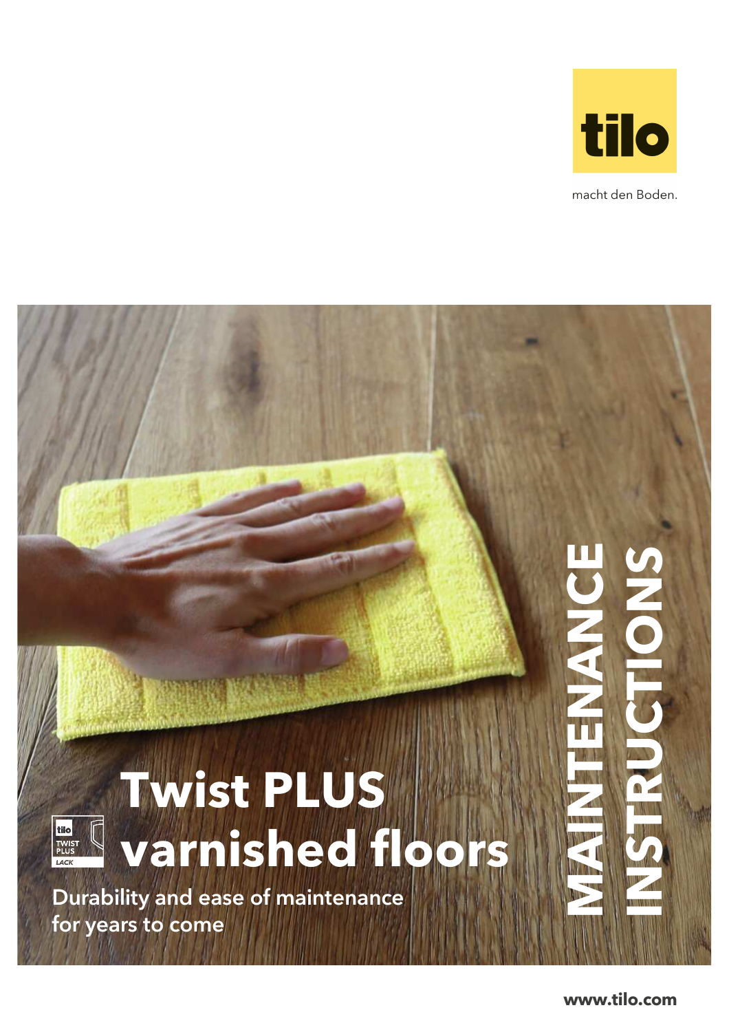tilo

macht den Boden.

# Twist PLUS varnished floors

Durability and ease of maintenance for years to come

# MAINTENANCE INSTRUCTIONS

www.tilo.com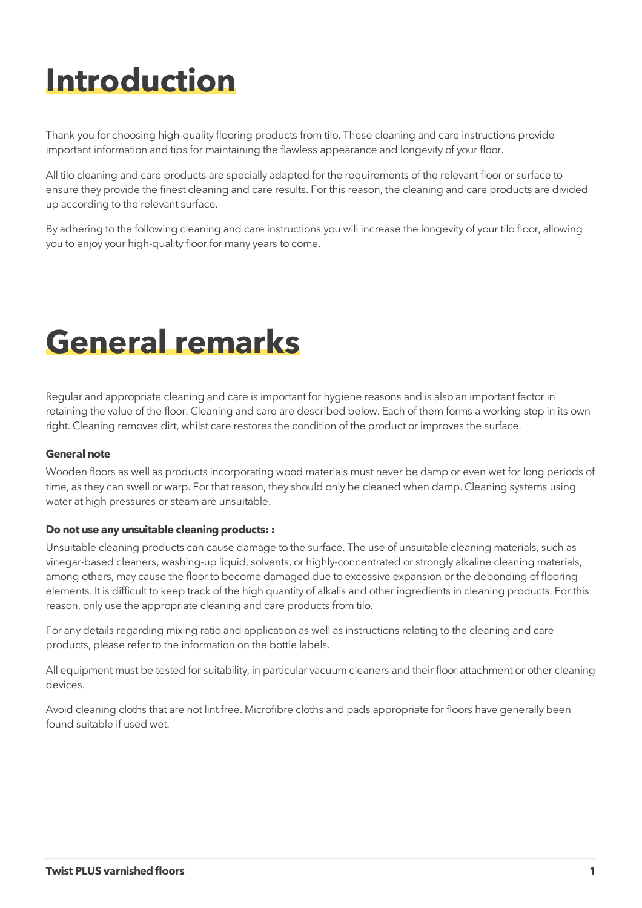# Introduction

Thank you for choosing high-quality flooring products from tilo. These cleaning and care instructions provide important information and tips for maintaining the flawless appearance and longevity of your floor.

All tilo cleaning and care products are specially adapted for the requirements of the relevant floor or surface to ensure they provide the finest cleaning and care results. For this reason, the cleaning and care products are divided up according to the relevant surface.

By adhering to the following cleaning and care instructions you will increase the longevity of your tilo floor, allowing you to enjoy your high-quality floor for many years to come.

# General remarks

Regular and appropriate cleaning and care is important for hygiene reasons and is also an important factor in retaining the value of the floor. Cleaning and care are described below. Each of them forms a working step in its own right. Cleaning removes dirt, whilst care restores the condition of the product or improves the surface.

**General note**

Wooden floors as well as products incorporating wood materials must never be damp or even wet for long periods of time, as they can swell or warp. For that reason, they should only be cleaned when damp. Cleaning systems using water at high pressures or steam are unsuitable.

**Do not use any unsuitable cleaning products: :**

Unsuitable cleaning products can cause damage to the surface. The use of unsuitable cleaning materials, such as vinegar-based cleaners, washing-up liquid, solvents, or highly-concentrated or strongly alkaline cleaning materials, among others, may cause the floor to become damaged due to excessive expansion or the debonding of flooring elements. It is difficult to keep track of the high quantity of alkalis and other ingredients in cleaning products. For this reason, only use the appropriate cleaning and care products from tilo.

For any details regarding mixing ratio and application as well as instructions relating to the cleaning and care products, please refer to the information on the bottle labels.

All equipment must be tested for suitability, in particular vacuum cleaners and their floor attachment or other cleaning devices.

Avoid cleaning cloths that are not lint free. Microfibre cloths and pads appropriate for floors have generally been found suitable if used wet.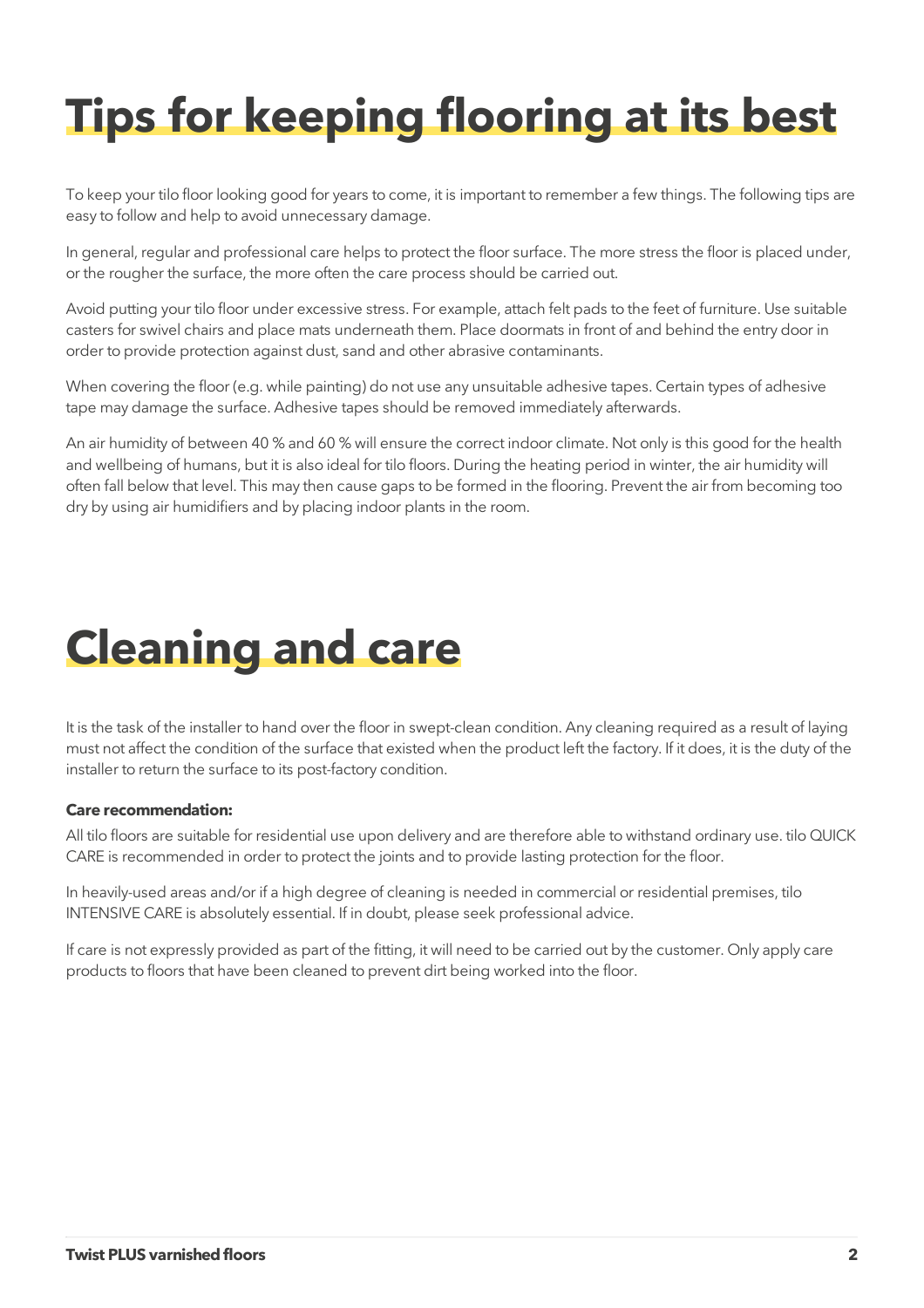# Tips for keeping flooring at its best

To keep your tilo floor looking good for years to come, it is important to remember a few things. The following tips are easy to follow and help to avoid unnecessary damage.

In general, regular and professional care helps to protect the floor surface. The more stress the floor is placed under, or the rougher the surface, the more often the care process should be carried out.

Avoid putting your tilo floor under excessive stress. For example, attach felt pads to the feet of furniture. Use suitable casters for swivel chairs and place mats underneath them. Place doormats in front of and behind the entry door in order to provide protection against dust, sand and other abrasive contaminants.

When covering the floor (e.g. while painting) do not use any unsuitable adhesive tapes. Certain types of adhesive tape may damage the surface. Adhesive tapes should be removed immediately afterwards.

An air humidity of between 40 % and 60 % will ensure the correct indoor climate. Not only is this good for the health and wellbeing of humans, but it is also ideal for tilo floors. During the heating period in winter, the air humidity will often fall below that level. This may then cause gaps to be formed in the flooring. Prevent the air from becoming too dry by using air humidifiers and by placing indoor plants in the room.

# Cleaning and care

It is the task of the installer to hand over the floor in swept-clean condition. Any cleaning required as a result of laying must not affect the condition of the surface that existed when the product left the factory. If it does, it is the duty of the installer to return the surface to its post-factory condition.

**Care recommendation:**

All tilo floors are suitable for residential use upon delivery and are therefore able to withstand ordinary use. tilo QUICK CARE is recommended in order to protect the joints and to provide lasting protection for the floor.

In heavily-used areas and/or if a high degree of cleaning is needed in commercial or residential premises, tilo INTENSIVE CARE is absolutely essential. If in doubt, please seek professional advice.

If care is not expressly provided as part of the fitting, it will need to be carried out by the customer. Only apply care products to floors that have been cleaned to prevent dirt being worked into the floor.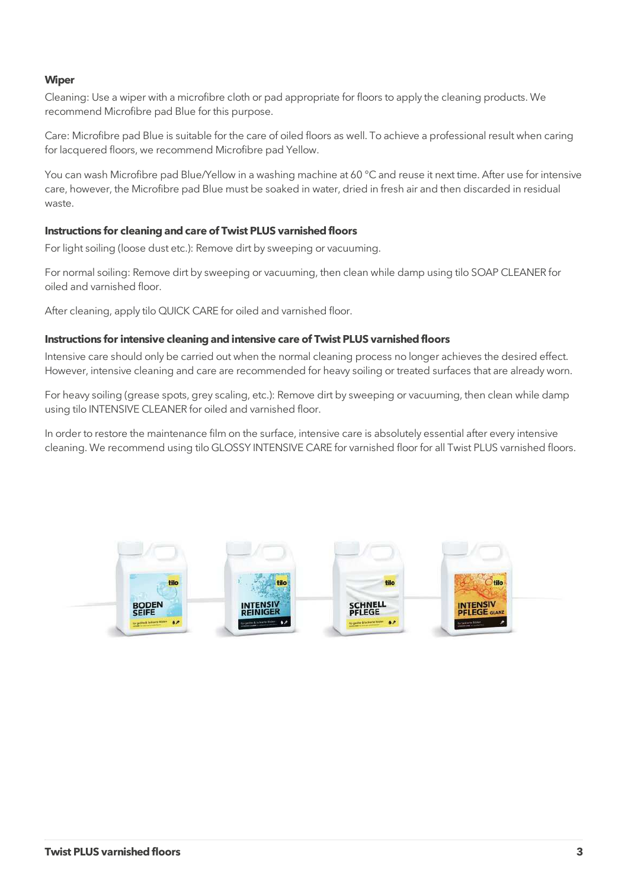**Wiper**

Cleaning: Use a wiper with a microfibre cloth or pad appropriate for floors to apply the cleaning products. We recommend Microfibre pad Blue for this purpose.

Care: Microfibre pad Blue is suitable for the care of oiled floors as well. To achieve a professional result when caring for lacquered floors, we recommend Microfibre pad Yellow.

You can wash Microfibre pad Blue/Yellow in a washing machine at 60 °C and reuse it next time. After use for intensive care, however, the Microfibre pad Blue must be soaked in water, dried in fresh air and then discarded in residual waste.

**Instructions for cleaning and care of Twist PLUS varnished floors**

For light soiling (loose dust etc.): Remove dirt by sweeping or vacuuming.

For normal soiling: Remove dirt by sweeping or vacuuming, then clean while damp using tilo SOAP CLEANER for oiled and varnished floor.

After cleaning, apply tilo QUICK CARE for oiled and varnished floor.

**Instructions for intensive cleaning and intensive care of Twist PLUS varnished floors**

Intensive care should only be carried out when the normal cleaning process no longer achieves the desired effect. However, intensive cleaning and care are recommended for heavy soiling or treated surfaces that are already worn.

For heavy soiling (grease spots, grey scaling, etc.): Remove dirt by sweeping or vacuuming, then clean while damp using tilo INTENSIVE CLEANER for oiled and varnished floor.

In order to restore the maintenance film on the surface, intensive care is absolutely essential after every intensive cleaning. We recommend using tilo GLOSSY INTENSIVE CARE for varnished floor for all Twist PLUS varnished floors.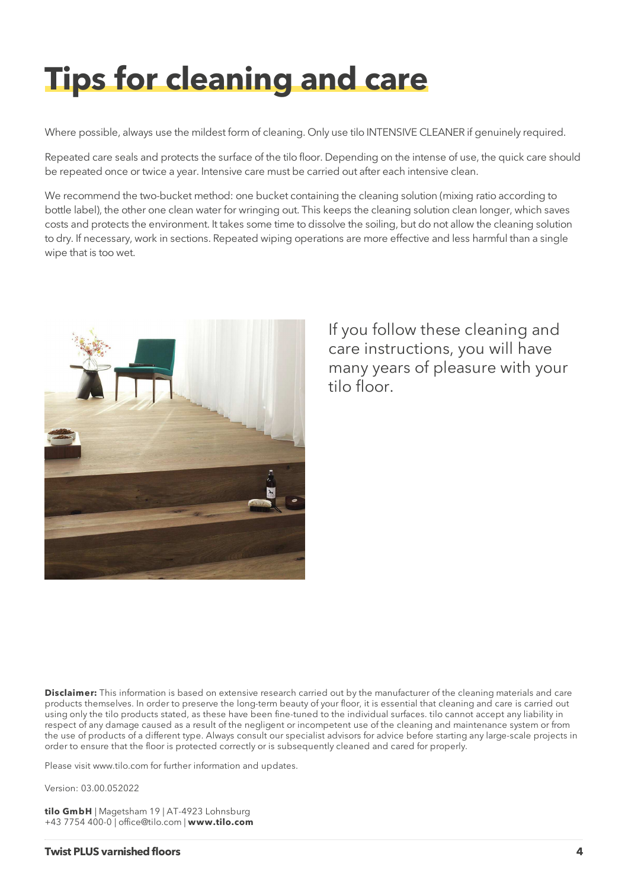# Tips for cleaning and care

Where possible, always use the mildest form of cleaning. Only use tilo INTENSIVE CLEANER if genuinely required.

Repeated care seals and protects the surface of the tilo floor. Depending on the intense of use, the quick care should be repeated once or twice a year. Intensive care must be carried out after each intensive clean.

We recommend the two-bucket method: one bucket containing the cleaning solution (mixing ratio according to bottle label), the other one clean water for wringing out. This keeps the cleaning solution clean longer, which saves costs and protects the environment. It takes some time to dissolve the soiling, but do not allow the cleaning solution to dry. If necessary, work in sections. Repeated wiping operations are more effective and less harmful than a single wipe that is too wet.

If you follow these cleaning and care instructions, you will have many years of pleasure with your tilo floor.

**Disclaimer:** This information is based on extensive research carried out by the manufacturer of the cleaning materials and care products themselves. In order to preserve the long-term beauty of your floor, it is essential that cleaning and care is carried out using only the tilo products stated, as these have been fine-tuned to the individual surfaces. tilo cannot accept any liability in respect of any damage caused as a result of the negligent or incompetent use of the cleaning and maintenance system or from the use of products of a different type. Always consult our specialist advisors for advice before starting any large-scale projects in order to ensure that the floor is protected correctly or is subsequently cleaned and cared for properly.

Please visit www.tilo.com for further information and updates.

Version: 03.00.052022

**tilo GmbH** | Magetsham 19 | AT-4923 Lohnsburg
+43 7754 400-0 | office@tilo.com | **www.tilo.com**